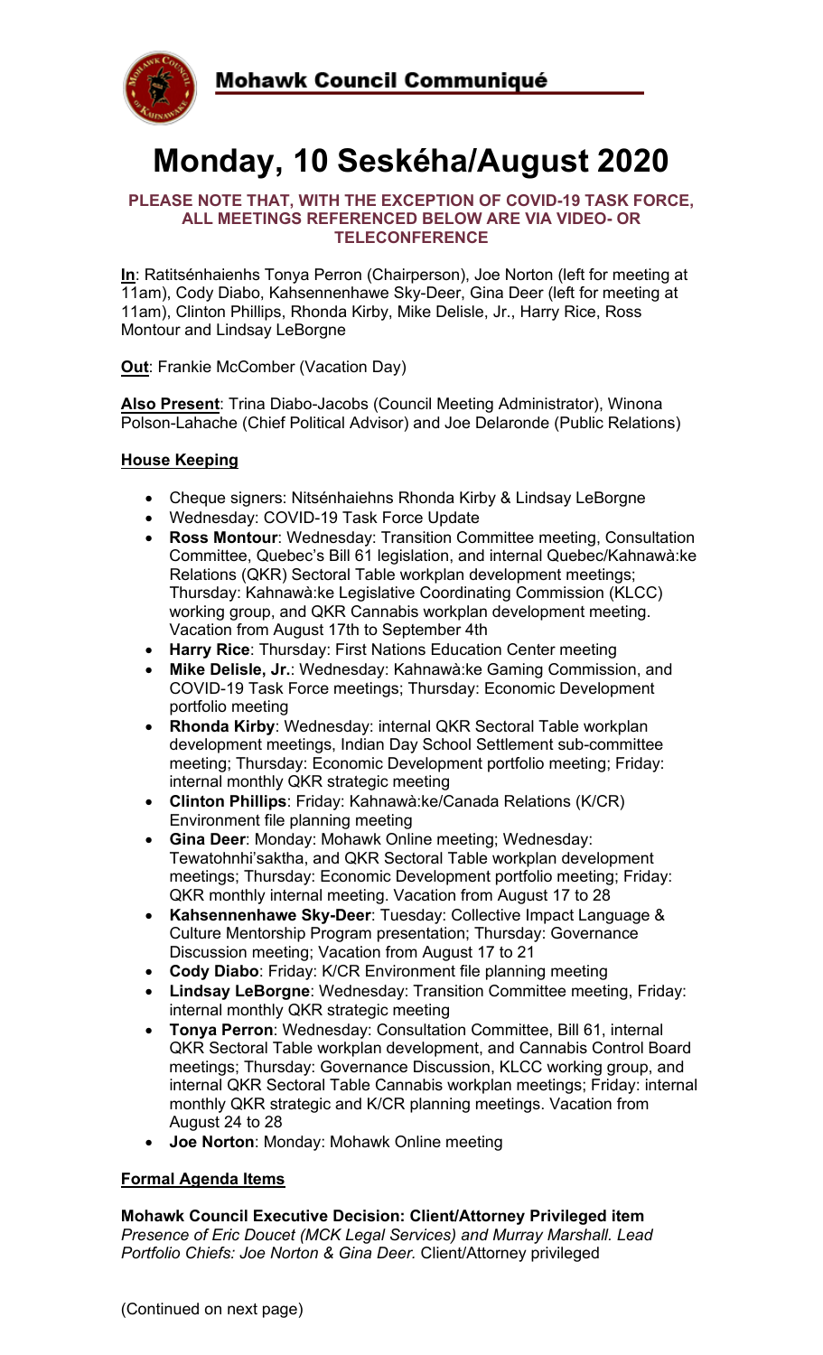# Mohawk Council Communiqué

# Monday, 10 Seskéha/August 2020

**PLEASE NOTE THAT, WITH THE EXCEPTION OF COVID-19 TASK FORCE, ALL MEETINGS REFERENCED BELOW ARE VIA VIDEO- OR TELECONFERENCE**

**In**: Ratitsénhaienhs Tonya Perron (Chairperson), Joe Norton (left for meeting at 11am), Cody Diabo, Kahsennenhawe Sky-Deer, Gina Deer (left for meeting at 11am), Clinton Phillips, Rhonda Kirby, Mike Delisle, Jr., Harry Rice, Ross Montour and Lindsay LeBorgne

**Out**: Frankie McComber (Vacation Day)

**Also Present**: Trina Diabo-Jacobs (Council Meeting Administrator), Winona Polson-Lahache (Chief Political Advisor) and Joe Delaronde (Public Relations)

## House Keeping

- Cheque signers: Nitsénhaiehns Rhonda Kirby & Lindsay LeBorgne
- Wednesday: COVID-19 Task Force Update
- **Ross Montour**: Wednesday: Transition Committee meeting, Consultation Committee, Quebec's Bill 61 legislation, and internal Quebec/Kahnawà:ke Relations (QKR) Sectoral Table workplan development meetings; Thursday: Kahnawà:ke Legislative Coordinating Commission (KLCC) working group, and QKR Cannabis workplan development meeting. Vacation from August 17th to September 4th
- **Harry Rice**: Thursday: First Nations Education Center meeting
- **Mike Delisle, Jr.**: Wednesday: Kahnawà:ke Gaming Commission, and COVID-19 Task Force meetings; Thursday: Economic Development portfolio meeting
- **Rhonda Kirby**: Wednesday: internal QKR Sectoral Table workplan development meetings, Indian Day School Settlement sub-committee meeting; Thursday: Economic Development portfolio meeting; Friday: internal monthly QKR strategic meeting
- **Clinton Phillips**: Friday: Kahnawà:ke/Canada Relations (K/CR) Environment file planning meeting
- **Gina Deer**: Monday: Mohawk Online meeting; Wednesday: Tewatohnhi'saktha, and QKR Sectoral Table workplan development meetings; Thursday: Economic Development portfolio meeting; Friday: QKR monthly internal meeting. Vacation from August 17 to 28
- **Kahsennenhawe Sky-Deer**: Tuesday: Collective Impact Language & Culture Mentorship Program presentation; Thursday: Governance Discussion meeting; Vacation from August 17 to 21
- **Cody Diabo**: Friday: K/CR Environment file planning meeting
- **Lindsay LeBorgne**: Wednesday: Transition Committee meeting, Friday: internal monthly QKR strategic meeting
- **Tonya Perron**: Wednesday: Consultation Committee, Bill 61, internal QKR Sectoral Table workplan development, and Cannabis Control Board meetings; Thursday: Governance Discussion, KLCC working group, and internal QKR Sectoral Table Cannabis workplan meetings; Friday: internal monthly QKR strategic and K/CR planning meetings. Vacation from August 24 to 28
- **Joe Norton**: Monday: Mohawk Online meeting

## Formal Agenda Items

**Mohawk Council Executive Decision: Client/Attorney Privileged item**
*Presence of Eric Doucet (MCK Legal Services) and Murray Marshall. Lead Portfolio Chiefs: Joe Norton & Gina Deer.* Client/Attorney privileged

(Continued on next page)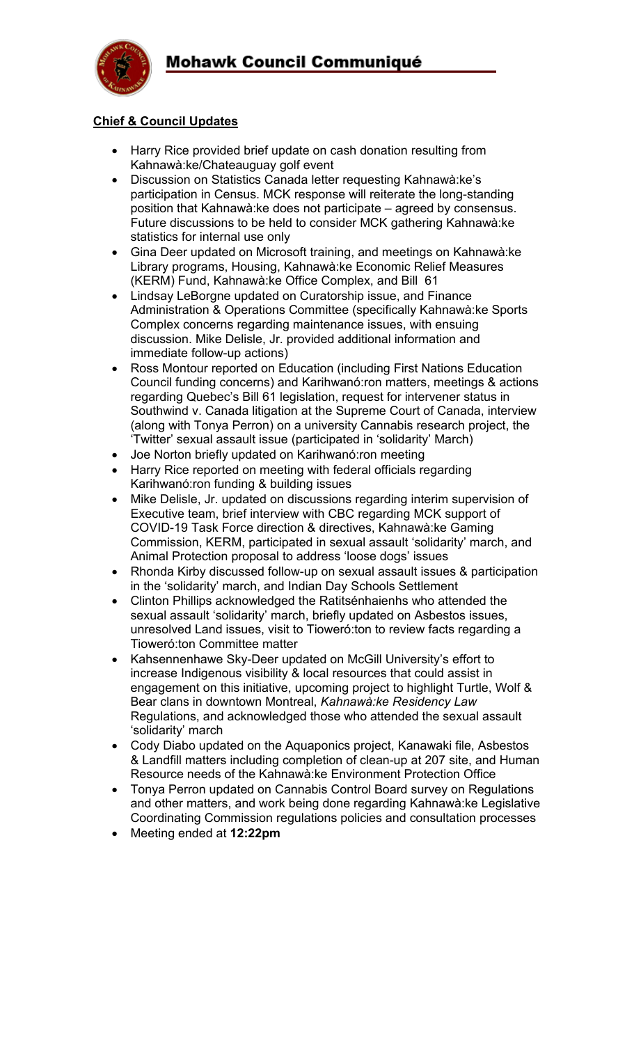**Chief & Council Updates**

- Harry Rice provided brief update on cash donation resulting from Kahnawà:ke/Chateauguay golf event
- Discussion on Statistics Canada letter requesting Kahnawà:ke's participation in Census. MCK response will reiterate the long-standing position that Kahnawà:ke does not participate – agreed by consensus. Future discussions to be held to consider MCK gathering Kahnawà:ke statistics for internal use only
- Gina Deer updated on Microsoft training, and meetings on Kahnawà:ke Library programs, Housing, Kahnawà:ke Economic Relief Measures (KERM) Fund, Kahnawà:ke Office Complex, and Bill 61
- Lindsay LeBorgne updated on Curatorship issue, and Finance Administration & Operations Committee (specifically Kahnawà:ke Sports Complex concerns regarding maintenance issues, with ensuing discussion. Mike Delisle, Jr. provided additional information and immediate follow-up actions)
- Ross Montour reported on Education (including First Nations Education Council funding concerns) and Karihwanó:ron matters, meetings & actions regarding Quebec's Bill 61 legislation, request for intervener status in Southwind v. Canada litigation at the Supreme Court of Canada, interview (along with Tonya Perron) on a university Cannabis research project, the 'Twitter' sexual assault issue (participated in 'solidarity' March)
- Joe Norton briefly updated on Karihwanó:ron meeting
- Harry Rice reported on meeting with federal officials regarding Karihwanó:ron funding & building issues
- Mike Delisle, Jr. updated on discussions regarding interim supervision of Executive team, brief interview with CBC regarding MCK support of COVID-19 Task Force direction & directives, Kahnawà:ke Gaming Commission, KERM, participated in sexual assault 'solidarity' march, and Animal Protection proposal to address 'loose dogs' issues
- Rhonda Kirby discussed follow-up on sexual assault issues & participation in the 'solidarity' march, and Indian Day Schools Settlement
- Clinton Phillips acknowledged the Ratitsénhaienhs who attended the sexual assault 'solidarity' march, briefly updated on Asbestos issues, unresolved Land issues, visit to Tioweró:ton to review facts regarding a Tioweró:ton Committee matter
- Kahsennenhawe Sky-Deer updated on McGill University's effort to increase Indigenous visibility & local resources that could assist in engagement on this initiative, upcoming project to highlight Turtle, Wolf & Bear clans in downtown Montreal, *Kahnawà:ke Residency Law* Regulations, and acknowledged those who attended the sexual assault 'solidarity' march
- Cody Diabo updated on the Aquaponics project, Kanawaki file, Asbestos & Landfill matters including completion of clean-up at 207 site, and Human Resource needs of the Kahnawà:ke Environment Protection Office
- Tonya Perron updated on Cannabis Control Board survey on Regulations and other matters, and work being done regarding Kahnawà:ke Legislative Coordinating Commission regulations policies and consultation processes
- Meeting ended at **12:22pm**